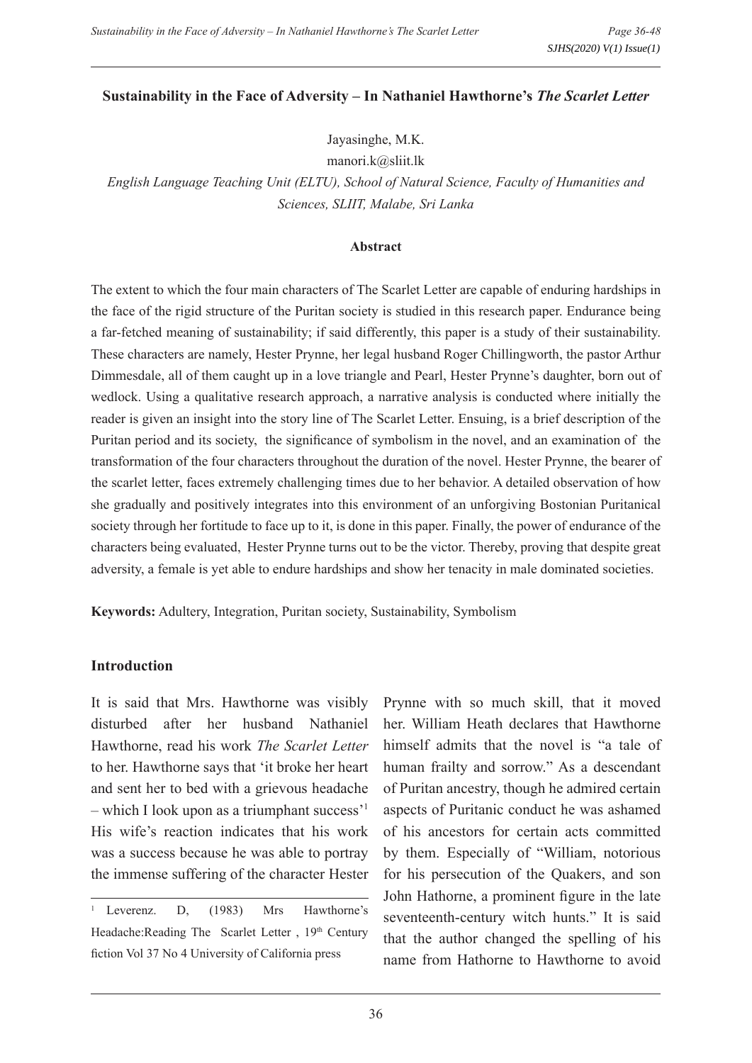## Sustainability in the Face of Adversity – In Nathaniel Hawthorne's *The Scarlet Letter*

Jayasinghe, M.K.

manori.k@sliit.lk

*English Language Teaching Unit (ELTU), School of Natural Science, Faculty of Humanities and Sciences, SLIIT, Malabe, Sri Lanka*

### Abstract

The extent to which the four main characters of The Scarlet Letter are capable of enduring hardships in the face of the rigid structure of the Puritan society is studied in this research paper. Endurance being a far-fetched meaning of sustainability; if said differently, this paper is a study of their sustainability. These characters are namely, Hester Prynne, her legal husband Roger Chillingworth, the pastor Arthur Dimmesdale, all of them caught up in a love triangle and Pearl, Hester Prynne's daughter, born out of wedlock. Using a qualitative research approach, a narrative analysis is conducted where initially the reader is given an insight into the story line of The Scarlet Letter. Ensuing, is a brief description of the Puritan period and its society, the significance of symbolism in the novel, and an examination of the transformation of the four characters throughout the duration of the novel. Hester Prynne, the bearer of the scarlet letter, faces extremely challenging times due to her behavior. A detailed observation of how she gradually and positively integrates into this environment of an unforgiving Bostonian Puritanical society through her fortitude to face up to it, is done in this paper. Finally, the power of endurance of the characters being evaluated, Hester Prynne turns out to be the victor. Thereby, proving that despite great adversity, a female is yet able to endure hardships and show her tenacity in male dominated societies.

**Keywords:** Adultery, Integration, Puritan society, Sustainability, Symbolism

### Introduction

It is said that Mrs. Hawthorne was visibly disturbed after her husband Nathaniel Hawthorne, read his work *The Scarlet Letter* to her. Hawthorne says that 'it broke her heart and sent her to bed with a grievous headache – which I look upon as a triumphant success'[1] His wife's reaction indicates that his work was a success because he was able to portray the immense suffering of the character Hester Prynne with so much skill, that it moved her. William Heath declares that Hawthorne himself admits that the novel is "a tale of human frailty and sorrow." As a descendant of Puritan ancestry, though he admired certain aspects of Puritanic conduct he was ashamed of his ancestors for certain acts committed by them. Especially of "William, notorious for his persecution of the Quakers, and son John Hathorne, a prominent figure in the late seventeenth-century witch hunts." It is said that the author changed the spelling of his name from Hathorne to Hawthorne to avoid

---

[1] Leverenz. D, (1983) Mrs Hawthorne's Headache:Reading The Scarlet Letter , 19th Century fiction Vol 37 No 4 University of California press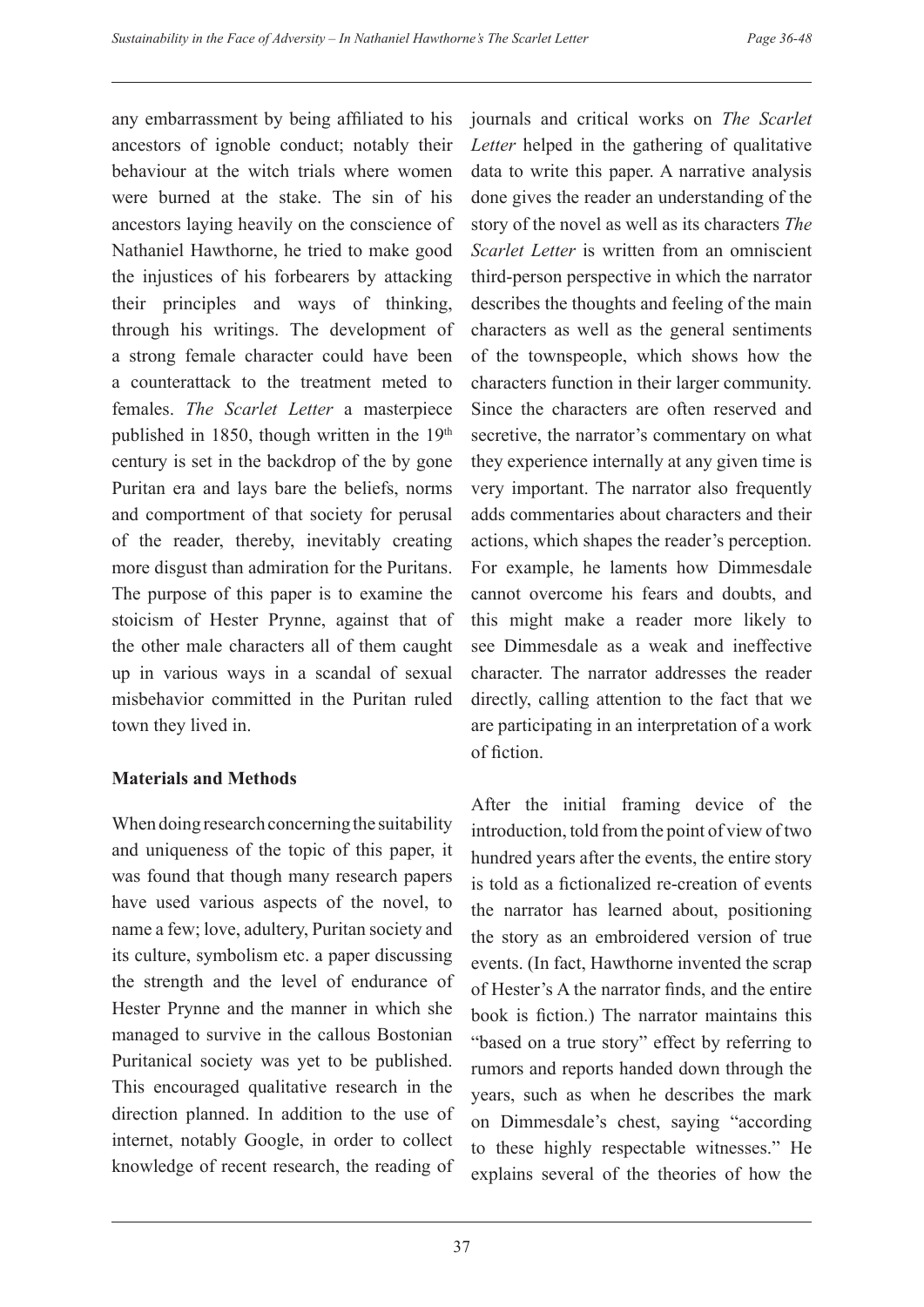any embarrassment by being affiliated to his ancestors of ignoble conduct; notably their behaviour at the witch trials where women were burned at the stake. The sin of his ancestors laying heavily on the conscience of Nathaniel Hawthorne, he tried to make good the injustices of his forbearers by attacking their principles and ways of thinking, through his writings. The development of a strong female character could have been a counterattack to the treatment meted to females. *The Scarlet Letter* a masterpiece published in 1850, though written in the 19th century is set in the backdrop of the by gone Puritan era and lays bare the beliefs, norms and comportment of that society for perusal of the reader, thereby, inevitably creating more disgust than admiration for the Puritans. The purpose of this paper is to examine the stoicism of Hester Prynne, against that of the other male characters all of them caught up in various ways in a scandal of sexual misbehavior committed in the Puritan ruled town they lived in.

## Materials and Methods

When doing research concerning the suitability and uniqueness of the topic of this paper, it was found that though many research papers have used various aspects of the novel, to name a few; love, adultery, Puritan society and its culture, symbolism etc. a paper discussing the strength and the level of endurance of Hester Prynne and the manner in which she managed to survive in the callous Bostonian Puritanical society was yet to be published. This encouraged qualitative research in the direction planned. In addition to the use of internet, notably Google, in order to collect knowledge of recent research, the reading of journals and critical works on *The Scarlet Letter* helped in the gathering of qualitative data to write this paper. A narrative analysis done gives the reader an understanding of the story of the novel as well as its characters *The Scarlet Letter* is written from an omniscient third-person perspective in which the narrator describes the thoughts and feeling of the main characters as well as the general sentiments of the townspeople, which shows how the characters function in their larger community. Since the characters are often reserved and secretive, the narrator's commentary on what they experience internally at any given time is very important. The narrator also frequently adds commentaries about characters and their actions, which shapes the reader's perception. For example, he laments how Dimmesdale cannot overcome his fears and doubts, and this might make a reader more likely to see Dimmesdale as a weak and ineffective character. The narrator addresses the reader directly, calling attention to the fact that we are participating in an interpretation of a work of fiction.

After the initial framing device of the introduction, told from the point of view of two hundred years after the events, the entire story is told as a fictionalized re-creation of events the narrator has learned about, positioning the story as an embroidered version of true events. (In fact, Hawthorne invented the scrap of Hester's A the narrator finds, and the entire book is fiction.) The narrator maintains this "based on a true story" effect by referring to rumors and reports handed down through the years, such as when he describes the mark on Dimmesdale's chest, saying "according to these highly respectable witnesses." He explains several of the theories of how the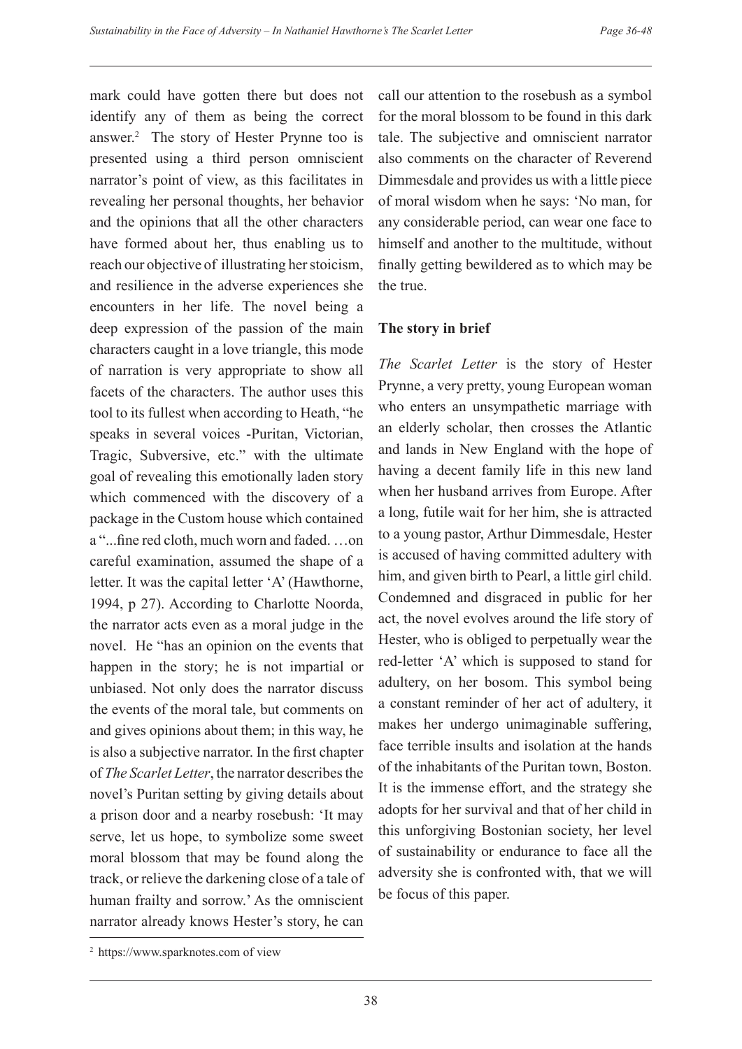mark could have gotten there but does not identify any of them as being the correct answer.[2] The story of Hester Prynne too is presented using a third person omniscient narrator's point of view, as this facilitates in revealing her personal thoughts, her behavior and the opinions that all the other characters have formed about her, thus enabling us to reach our objective of illustrating her stoicism, and resilience in the adverse experiences she encounters in her life. The novel being a deep expression of the passion of the main characters caught in a love triangle, this mode of narration is very appropriate to show all facets of the characters. The author uses this tool to its fullest when according to Heath, "he speaks in several voices -Puritan, Victorian, Tragic, Subversive, etc." with the ultimate goal of revealing this emotionally laden story which commenced with the discovery of a package in the Custom house which contained a "...fine red cloth, much worn and faded. …on careful examination, assumed the shape of a letter. It was the capital letter 'A' (Hawthorne, 1994, p 27). According to Charlotte Noorda, the narrator acts even as a moral judge in the novel. He "has an opinion on the events that happen in the story; he is not impartial or unbiased. Not only does the narrator discuss the events of the moral tale, but comments on and gives opinions about them; in this way, he is also a subjective narrator. In the first chapter of *The Scarlet Letter*, the narrator describes the novel's Puritan setting by giving details about a prison door and a nearby rosebush: 'It may serve, let us hope, to symbolize some sweet moral blossom that may be found along the track, or relieve the darkening close of a tale of human frailty and sorrow.' As the omniscient narrator already knows Hester's story, he can call our attention to the rosebush as a symbol for the moral blossom to be found in this dark tale. The subjective and omniscient narrator also comments on the character of Reverend Dimmesdale and provides us with a little piece of moral wisdom when he says: 'No man, for any considerable period, can wear one face to himself and another to the multitude, without finally getting bewildered as to which may be the true.

**The story in brief**

*The Scarlet Letter* is the story of Hester Prynne, a very pretty, young European woman who enters an unsympathetic marriage with an elderly scholar, then crosses the Atlantic and lands in New England with the hope of having a decent family life in this new land when her husband arrives from Europe. After a long, futile wait for her him, she is attracted to a young pastor, Arthur Dimmesdale, Hester is accused of having committed adultery with him, and given birth to Pearl, a little girl child. Condemned and disgraced in public for her act, the novel evolves around the life story of Hester, who is obliged to perpetually wear the red-letter 'A' which is supposed to stand for adultery, on her bosom. This symbol being a constant reminder of her act of adultery, it makes her undergo unimaginable suffering, face terrible insults and isolation at the hands of the inhabitants of the Puritan town, Boston. It is the immense effort, and the strategy she adopts for her survival and that of her child in this unforgiving Bostonian society, her level of sustainability or endurance to face all the adversity she is confronted with, that we will be focus of this paper.

[2] https://www.sparknotes.com of view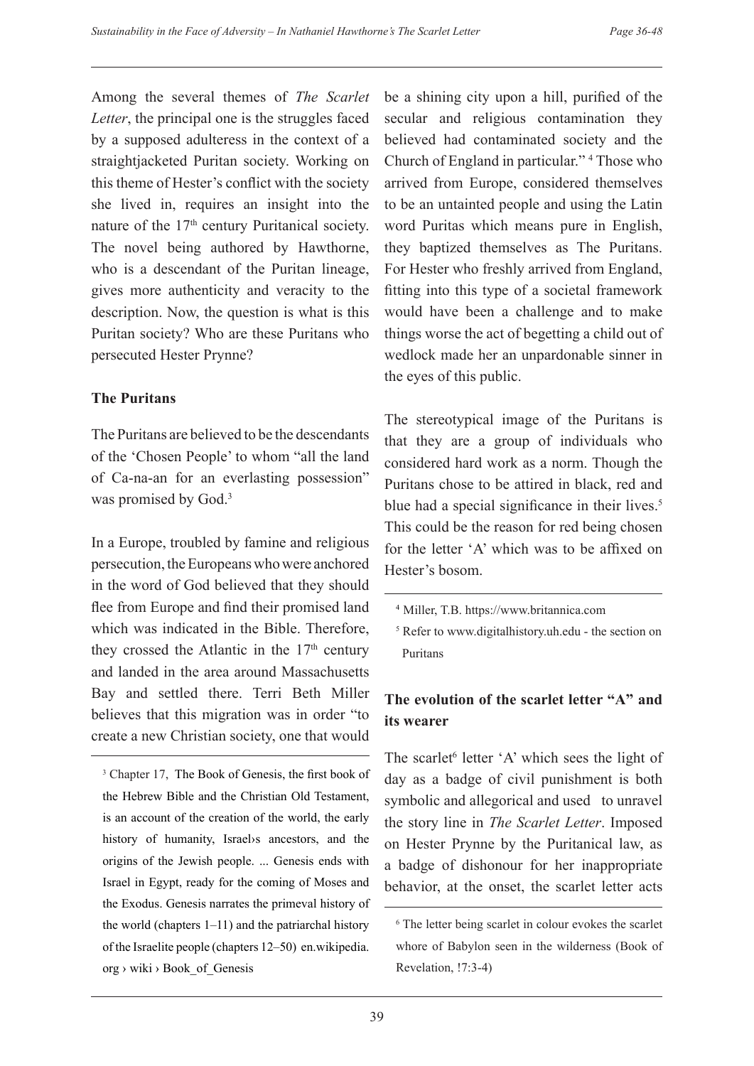Among the several themes of *The Scarlet Letter*, the principal one is the struggles faced by a supposed adulteress in the context of a straightjacketed Puritan society. Working on this theme of Hester's conflict with the society she lived in, requires an insight into the nature of the 17th century Puritanical society. The novel being authored by Hawthorne, who is a descendant of the Puritan lineage, gives more authenticity and veracity to the description. Now, the question is what is this Puritan society? Who are these Puritans who persecuted Hester Prynne?

**The Puritans**

The Puritans are believed to be the descendants of the 'Chosen People' to whom "all the land of Ca-na-an for an everlasting possession" was promised by God.[3]

In a Europe, troubled by famine and religious persecution, the Europeans who were anchored in the word of God believed that they should flee from Europe and find their promised land which was indicated in the Bible. Therefore, they crossed the Atlantic in the 17th century and landed in the area around Massachusetts Bay and settled there. Terri Beth Miller believes that this migration was in order "to create a new Christian society, one that would be a shining city upon a hill, purified of the secular and religious contamination they believed had contaminated society and the Church of England in particular." [4] Those who arrived from Europe, considered themselves to be an untainted people and using the Latin word Puritas which means pure in English, they baptized themselves as The Puritans. For Hester who freshly arrived from England, fitting into this type of a societal framework would have been a challenge and to make things worse the act of begetting a child out of wedlock made her an unpardonable sinner in the eyes of this public.

The stereotypical image of the Puritans is that they are a group of individuals who considered hard work as a norm. Though the Puritans chose to be attired in black, red and blue had a special significance in their lives.[5] This could be the reason for red being chosen for the letter 'A' which was to be affixed on Hester's bosom.

**The evolution of the scarlet letter "A" and its wearer**

The scarlet[6] letter 'A' which sees the light of day as a badge of civil punishment is both symbolic and allegorical and used to unravel the story line in *The Scarlet Letter*. Imposed on Hester Prynne by the Puritanical law, as a badge of dishonour for her inappropriate behavior, at the onset, the scarlet letter acts

---

[3] Chapter 17, The Book of Genesis, the first book of the Hebrew Bible and the Christian Old Testament, is an account of the creation of the world, the early history of humanity, Israel›s ancestors, and the origins of the Jewish people. ... Genesis ends with Israel in Egypt, ready for the coming of Moses and the Exodus. Genesis narrates the primeval history of the world (chapters 1–11) and the patriarchal history of the Israelite people (chapters 12–50) en.wikipedia.org › wiki › Book_of_Genesis

[4] Miller, T.B. https://www.britannica.com

[5] Refer to www.digitalhistory.uh.edu - the section on Puritans

[6] The letter being scarlet in colour evokes the scarlet whore of Babylon seen in the wilderness (Book of Revelation, !7:3-4)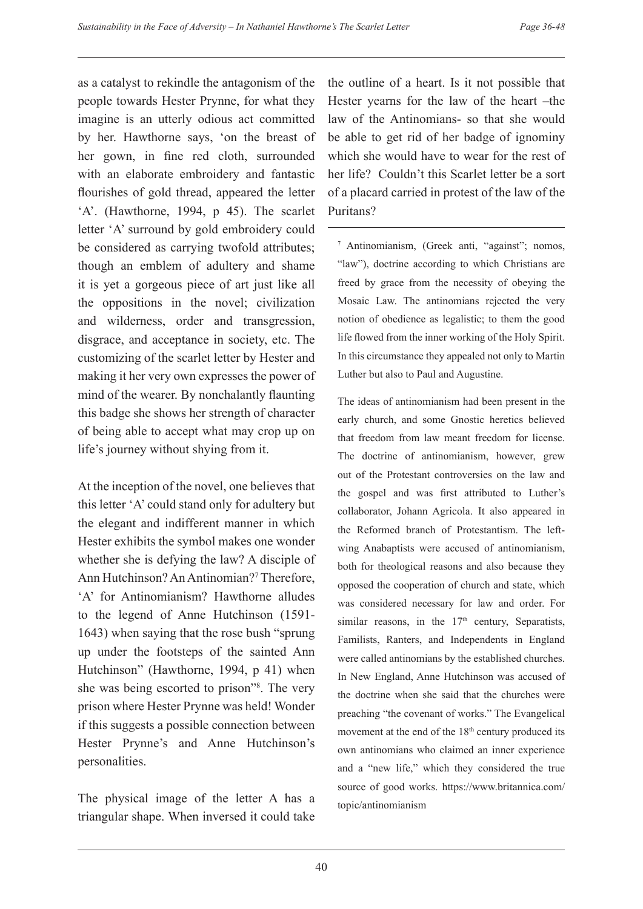as a catalyst to rekindle the antagonism of the people towards Hester Prynne, for what they imagine is an utterly odious act committed by her. Hawthorne says, 'on the breast of her gown, in fine red cloth, surrounded with an elaborate embroidery and fantastic flourishes of gold thread, appeared the letter 'A'. (Hawthorne, 1994, p 45). The scarlet letter 'A' surround by gold embroidery could be considered as carrying twofold attributes; though an emblem of adultery and shame it is yet a gorgeous piece of art just like all the oppositions in the novel; civilization and wilderness, order and transgression, disgrace, and acceptance in society, etc. The customizing of the scarlet letter by Hester and making it her very own expresses the power of mind of the wearer. By nonchalantly flaunting this badge she shows her strength of character of being able to accept what may crop up on life's journey without shying from it.

At the inception of the novel, one believes that this letter 'A' could stand only for adultery but the elegant and indifferent manner in which Hester exhibits the symbol makes one wonder whether she is defying the law? A disciple of Ann Hutchinson? An Antinomian?[7] Therefore, 'A' for Antinomianism? Hawthorne alludes to the legend of Anne Hutchinson (1591-1643) when saying that the rose bush "sprung up under the footsteps of the sainted Ann Hutchinson" (Hawthorne, 1994, p 41) when she was being escorted to prison"[8]. The very prison where Hester Prynne was held! Wonder if this suggests a possible connection between Hester Prynne's and Anne Hutchinson's personalities.

The physical image of the letter A has a triangular shape. When inversed it could take the outline of a heart. Is it not possible that Hester yearns for the law of the heart –the law of the Antinomians- so that she would be able to get rid of her badge of ignominy which she would have to wear for the rest of her life? Couldn't this Scarlet letter be a sort of a placard carried in protest of the law of the Puritans?

---

[7] Antinomianism, (Greek anti, "against"; nomos, "law"), doctrine according to which Christians are freed by grace from the necessity of obeying the Mosaic Law. The antinomians rejected the very notion of obedience as legalistic; to them the good life flowed from the inner working of the Holy Spirit. In this circumstance they appealed not only to Martin Luther but also to Paul and Augustine.

The ideas of antinomianism had been present in the early church, and some Gnostic heretics believed that freedom from law meant freedom for license. The doctrine of antinomianism, however, grew out of the Protestant controversies on the law and the gospel and was first attributed to Luther's collaborator, Johann Agricola. It also appeared in the Reformed branch of Protestantism. The left-wing Anabaptists were accused of antinomianism, both for theological reasons and also because they opposed the cooperation of church and state, which was considered necessary for law and order. For similar reasons, in the 17th century, Separatists, Familists, Ranters, and Independents in England were called antinomians by the established churches. In New England, Anne Hutchinson was accused of the doctrine when she said that the churches were preaching "the covenant of works." The Evangelical movement at the end of the 18th century produced its own antinomians who claimed an inner experience and a "new life," which they considered the true source of good works. https://www.britannica.com/topic/antinomianism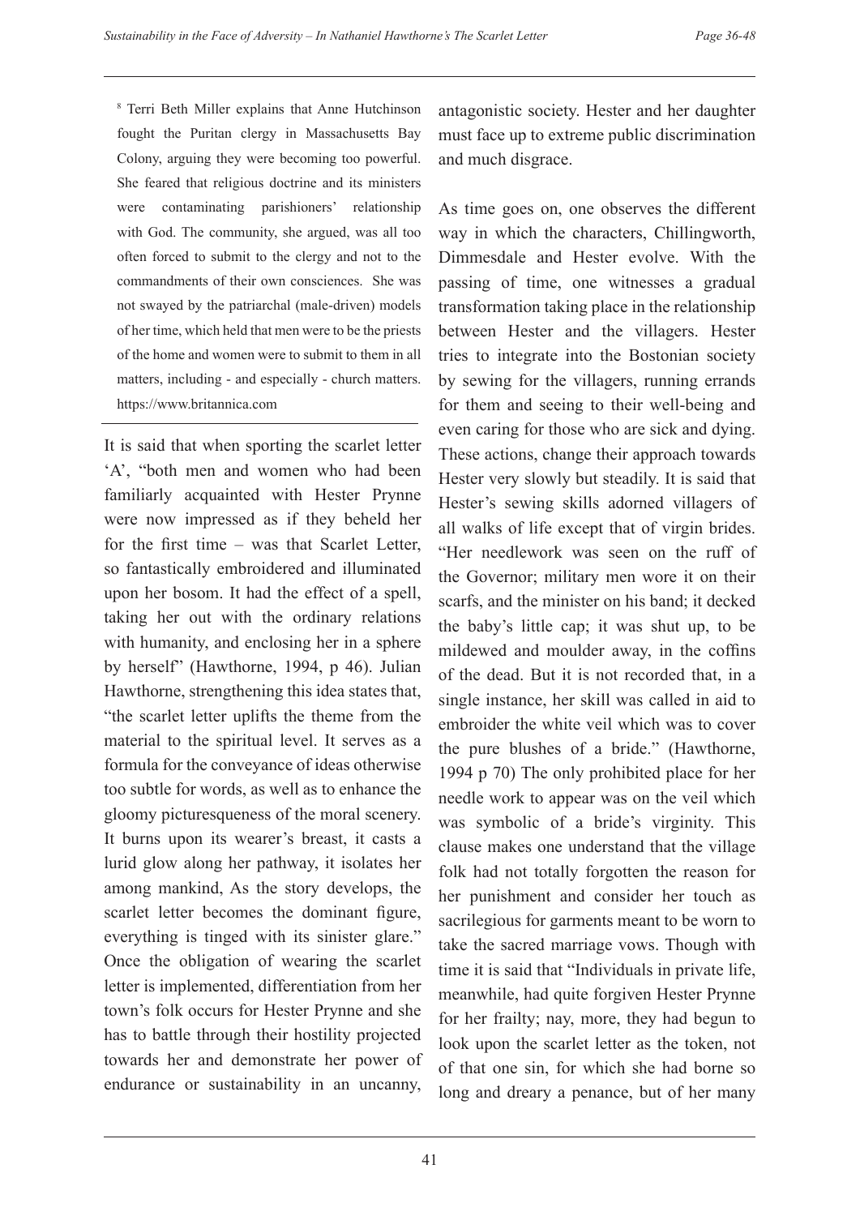[8] Terri Beth Miller explains that Anne Hutchinson fought the Puritan clergy in Massachusetts Bay Colony, arguing they were becoming too powerful. She feared that religious doctrine and its ministers were contaminating parishioners' relationship with God. The community, she argued, was all too often forced to submit to the clergy and not to the commandments of their own consciences. She was not swayed by the patriarchal (male-driven) models of her time, which held that men were to be the priests of the home and women were to submit to them in all matters, including - and especially - church matters. https://www.britannica.com

It is said that when sporting the scarlet letter 'A', "both men and women who had been familiarly acquainted with Hester Prynne were now impressed as if they beheld her for the first time – was that Scarlet Letter, so fantastically embroidered and illuminated upon her bosom. It had the effect of a spell, taking her out with the ordinary relations with humanity, and enclosing her in a sphere by herself" (Hawthorne, 1994, p 46). Julian Hawthorne, strengthening this idea states that, "the scarlet letter uplifts the theme from the material to the spiritual level. It serves as a formula for the conveyance of ideas otherwise too subtle for words, as well as to enhance the gloomy picturesqueness of the moral scenery. It burns upon its wearer's breast, it casts a lurid glow along her pathway, it isolates her among mankind, As the story develops, the scarlet letter becomes the dominant figure, everything is tinged with its sinister glare." Once the obligation of wearing the scarlet letter is implemented, differentiation from her town's folk occurs for Hester Prynne and she has to battle through their hostility projected towards her and demonstrate her power of endurance or sustainability in an uncanny, antagonistic society. Hester and her daughter must face up to extreme public discrimination and much disgrace.

As time goes on, one observes the different way in which the characters, Chillingworth, Dimmesdale and Hester evolve. With the passing of time, one witnesses a gradual transformation taking place in the relationship between Hester and the villagers. Hester tries to integrate into the Bostonian society by sewing for the villagers, running errands for them and seeing to their well-being and even caring for those who are sick and dying. These actions, change their approach towards Hester very slowly but steadily. It is said that Hester's sewing skills adorned villagers of all walks of life except that of virgin brides. "Her needlework was seen on the ruff of the Governor; military men wore it on their scarfs, and the minister on his band; it decked the baby's little cap; it was shut up, to be mildewed and moulder away, in the coffins of the dead. But it is not recorded that, in a single instance, her skill was called in aid to embroider the white veil which was to cover the pure blushes of a bride." (Hawthorne, 1994 p 70) The only prohibited place for her needle work to appear was on the veil which was symbolic of a bride's virginity. This clause makes one understand that the village folk had not totally forgotten the reason for her punishment and consider her touch as sacrilegious for garments meant to be worn to take the sacred marriage vows. Though with time it is said that "Individuals in private life, meanwhile, had quite forgiven Hester Prynne for her frailty; nay, more, they had begun to look upon the scarlet letter as the token, not of that one sin, for which she had borne so long and dreary a penance, but of her many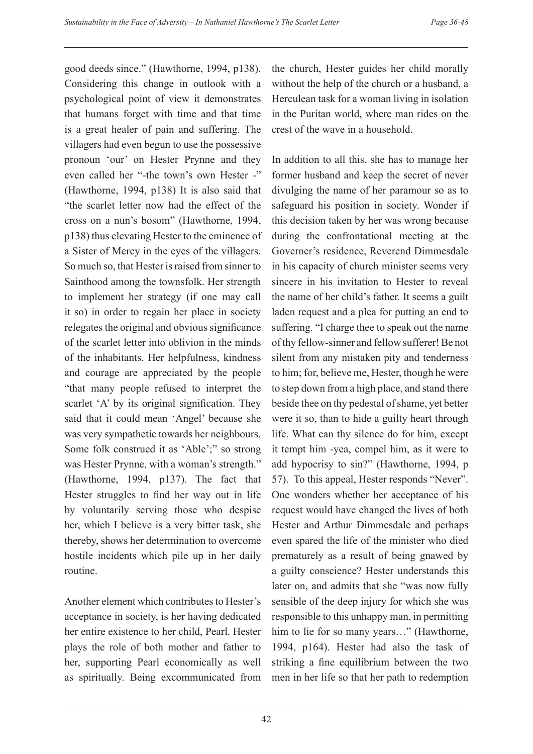good deeds since." (Hawthorne, 1994, p138). Considering this change in outlook with a psychological point of view it demonstrates that humans forget with time and that time is a great healer of pain and suffering. The villagers had even begun to use the possessive pronoun 'our' on Hester Prynne and they even called her "-the town's own Hester -" (Hawthorne, 1994, p138) It is also said that "the scarlet letter now had the effect of the cross on a nun's bosom" (Hawthorne, 1994, p138) thus elevating Hester to the eminence of a Sister of Mercy in the eyes of the villagers. So much so, that Hester is raised from sinner to Sainthood among the townsfolk. Her strength to implement her strategy (if one may call it so) in order to regain her place in society relegates the original and obvious significance of the scarlet letter into oblivion in the minds of the inhabitants. Her helpfulness, kindness and courage are appreciated by the people "that many people refused to interpret the scarlet 'A' by its original signification. They said that it could mean 'Angel' because she was very sympathetic towards her neighbours. Some folk construed it as 'Able';" so strong was Hester Prynne, with a woman's strength." (Hawthorne, 1994, p137). The fact that Hester struggles to find her way out in life by voluntarily serving those who despise her, which I believe is a very bitter task, she thereby, shows her determination to overcome hostile incidents which pile up in her daily routine.

Another element which contributes to Hester's acceptance in society, is her having dedicated her entire existence to her child, Pearl. Hester plays the role of both mother and father to her, supporting Pearl economically as well as spiritually. Being excommunicated from the church, Hester guides her child morally without the help of the church or a husband, a Herculean task for a woman living in isolation in the Puritan world, where man rides on the crest of the wave in a household.

In addition to all this, she has to manage her former husband and keep the secret of never divulging the name of her paramour so as to safeguard his position in society. Wonder if this decision taken by her was wrong because during the confrontational meeting at the Governer's residence, Reverend Dimmesdale in his capacity of church minister seems very sincere in his invitation to Hester to reveal the name of her child's father. It seems a guilt laden request and a plea for putting an end to suffering. "I charge thee to speak out the name of thy fellow-sinner and fellow sufferer! Be not silent from any mistaken pity and tenderness to him; for, believe me, Hester, though he were to step down from a high place, and stand there beside thee on thy pedestal of shame, yet better were it so, than to hide a guilty heart through life. What can thy silence do for him, except it tempt him -yea, compel him, as it were to add hypocrisy to sin?" (Hawthorne, 1994, p 57). To this appeal, Hester responds "Never". One wonders whether her acceptance of his request would have changed the lives of both Hester and Arthur Dimmesdale and perhaps even spared the life of the minister who died prematurely as a result of being gnawed by a guilty conscience? Hester understands this later on, and admits that she "was now fully sensible of the deep injury for which she was responsible to this unhappy man, in permitting him to lie for so many years…" (Hawthorne, 1994, p164). Hester had also the task of striking a fine equilibrium between the two men in her life so that her path to redemption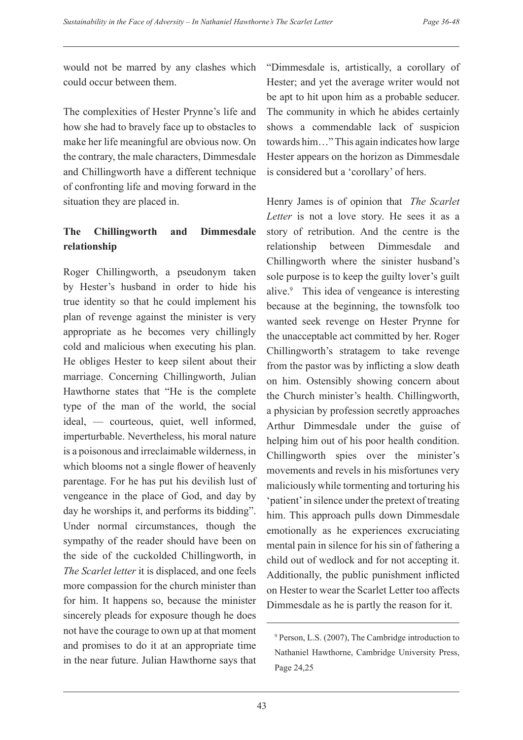would not be marred by any clashes which could occur between them.

The complexities of Hester Prynne's life and how she had to bravely face up to obstacles to make her life meaningful are obvious now. On the contrary, the male characters, Dimmesdale and Chillingworth have a different technique of confronting life and moving forward in the situation they are placed in.

**The Chillingworth and Dimmesdale relationship**

Roger Chillingworth, a pseudonym taken by Hester's husband in order to hide his true identity so that he could implement his plan of revenge against the minister is very appropriate as he becomes very chillingly cold and malicious when executing his plan. He obliges Hester to keep silent about their marriage. Concerning Chillingworth, Julian Hawthorne states that "He is the complete type of the man of the world, the social ideal, — courteous, quiet, well informed, imperturbable. Nevertheless, his moral nature is a poisonous and irreclaimable wilderness, in which blooms not a single flower of heavenly parentage. For he has put his devilish lust of vengeance in the place of God, and day by day he worships it, and performs its bidding". Under normal circumstances, though the sympathy of the reader should have been on the side of the cuckolded Chillingworth, in *The Scarlet letter* it is displaced, and one feels more compassion for the church minister than for him. It happens so, because the minister sincerely pleads for exposure though he does not have the courage to own up at that moment and promises to do it at an appropriate time in the near future. Julian Hawthorne says that "Dimmesdale is, artistically, a corollary of Hester; and yet the average writer would not be apt to hit upon him as a probable seducer. The community in which he abides certainly shows a commendable lack of suspicion towards him…" This again indicates how large Hester appears on the horizon as Dimmesdale is considered but a 'corollary' of hers.

Henry James is of opinion that *The Scarlet Letter* is not a love story. He sees it as a story of retribution. And the centre is the relationship between Dimmesdale and Chillingworth where the sinister husband's sole purpose is to keep the guilty lover's guilt alive.[9] This idea of vengeance is interesting because at the beginning, the townsfolk too wanted seek revenge on Hester Prynne for the unacceptable act committed by her. Roger Chillingworth's stratagem to take revenge from the pastor was by inflicting a slow death on him. Ostensibly showing concern about the Church minister's health. Chillingworth, a physician by profession secretly approaches Arthur Dimmesdale under the guise of helping him out of his poor health condition. Chillingworth spies over the minister's movements and revels in his misfortunes very maliciously while tormenting and torturing his 'patient' in silence under the pretext of treating him. This approach pulls down Dimmesdale emotionally as he experiences excruciating mental pain in silence for his sin of fathering a child out of wedlock and for not accepting it. Additionally, the public punishment inflicted on Hester to wear the Scarlet Letter too affects Dimmesdale as he is partly the reason for it.

[9] Person, L.S. (2007), The Cambridge introduction to Nathaniel Hawthorne, Cambridge University Press, Page 24,25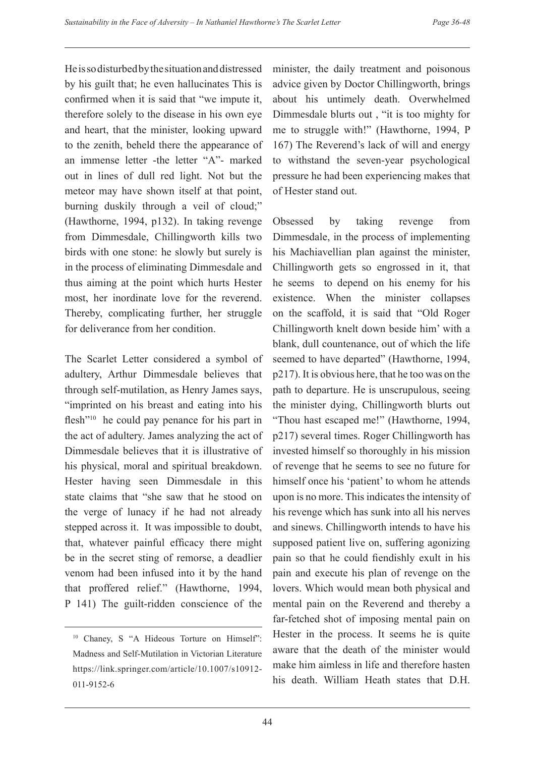He is so disturbed by the situation and distressed by his guilt that; he even hallucinates This is confirmed when it is said that "we impute it, therefore solely to the disease in his own eye and heart, that the minister, looking upward to the zenith, beheld there the appearance of an immense letter -the letter "A"- marked out in lines of dull red light. Not but the meteor may have shown itself at that point, burning duskily through a veil of cloud;" (Hawthorne, 1994, p132). In taking revenge from Dimmesdale, Chillingworth kills two birds with one stone: he slowly but surely is in the process of eliminating Dimmesdale and thus aiming at the point which hurts Hester most, her inordinate love for the reverend. Thereby, complicating further, her struggle for deliverance from her condition.

The Scarlet Letter considered a symbol of adultery, Arthur Dimmesdale believes that through self-mutilation, as Henry James says, "imprinted on his breast and eating into his flesh"[10] he could pay penance for his part in the act of adultery. James analyzing the act of Dimmesdale believes that it is illustrative of his physical, moral and spiritual breakdown. Hester having seen Dimmesdale in this state claims that "she saw that he stood on the verge of lunacy if he had not already stepped across it. It was impossible to doubt, that, whatever painful efficacy there might be in the secret sting of remorse, a deadlier venom had been infused into it by the hand that proffered relief." (Hawthorne, 1994, P 141) The guilt-ridden conscience of the minister, the daily treatment and poisonous advice given by Doctor Chillingworth, brings about his untimely death. Overwhelmed Dimmesdale blurts out , "it is too mighty for me to struggle with!" (Hawthorne, 1994, P 167) The Reverend's lack of will and energy to withstand the seven-year psychological pressure he had been experiencing makes that of Hester stand out.

Obsessed by taking revenge from Dimmesdale, in the process of implementing his Machiavellian plan against the minister, Chillingworth gets so engrossed in it, that he seems to depend on his enemy for his existence. When the minister collapses on the scaffold, it is said that "Old Roger Chillingworth knelt down beside him' with a blank, dull countenance, out of which the life seemed to have departed" (Hawthorne, 1994, p217). It is obvious here, that he too was on the path to departure. He is unscrupulous, seeing the minister dying, Chillingworth blurts out "Thou hast escaped me!" (Hawthorne, 1994, p217) several times. Roger Chillingworth has invested himself so thoroughly in his mission of revenge that he seems to see no future for himself once his 'patient' to whom he attends upon is no more. This indicates the intensity of his revenge which has sunk into all his nerves and sinews. Chillingworth intends to have his supposed patient live on, suffering agonizing pain so that he could fiendishly exult in his pain and execute his plan of revenge on the lovers. Which would mean both physical and mental pain on the Reverend and thereby a far-fetched shot of imposing mental pain on Hester in the process. It seems he is quite aware that the death of the minister would make him aimless in life and therefore hasten his death. William Heath states that D.H.

[10] Chaney, S "A Hideous Torture on Himself": Madness and Self-Mutilation in Victorian Literature https://link.springer.com/article/10.1007/s10912-011-9152-6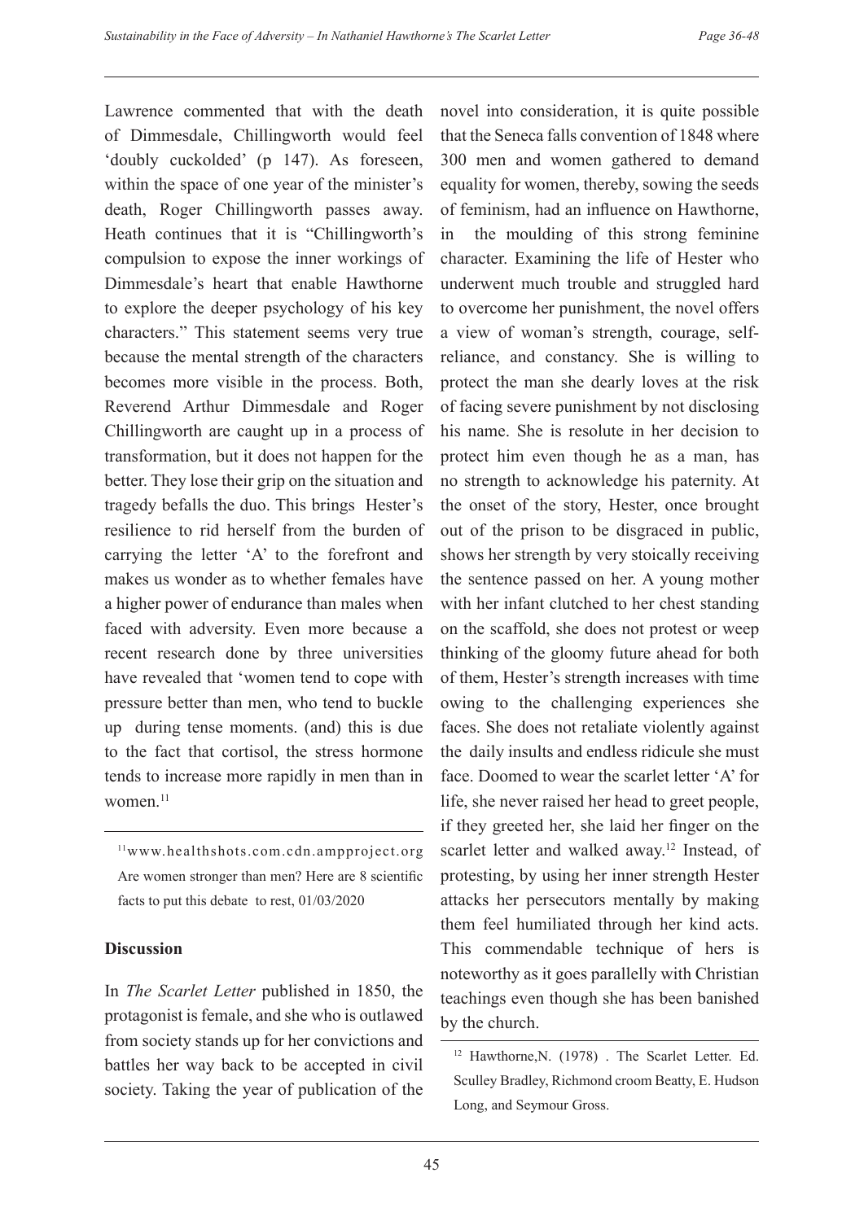Lawrence commented that with the death of Dimmesdale, Chillingworth would feel 'doubly cuckolded' (p 147). As foreseen, within the space of one year of the minister's death, Roger Chillingworth passes away. Heath continues that it is "Chillingworth's compulsion to expose the inner workings of Dimmesdale's heart that enable Hawthorne to explore the deeper psychology of his key characters." This statement seems very true because the mental strength of the characters becomes more visible in the process. Both, Reverend Arthur Dimmesdale and Roger Chillingworth are caught up in a process of transformation, but it does not happen for the better. They lose their grip on the situation and tragedy befalls the duo. This brings Hester's resilience to rid herself from the burden of carrying the letter 'A' to the forefront and makes us wonder as to whether females have a higher power of endurance than males when faced with adversity. Even more because a recent research done by three universities have revealed that 'women tend to cope with pressure better than men, who tend to buckle up during tense moments. (and) this is due to the fact that cortisol, the stress hormone tends to increase more rapidly in men than in women.[11]

[11] www.healthshots.com.cdn.ampproject.org Are women stronger than men? Here are 8 scientific facts to put this debate to rest, 01/03/2020

### Discussion

In *The Scarlet Letter* published in 1850, the protagonist is female, and she who is outlawed from society stands up for her convictions and battles her way back to be accepted in civil society. Taking the year of publication of the novel into consideration, it is quite possible that the Seneca falls convention of 1848 where 300 men and women gathered to demand equality for women, thereby, sowing the seeds of feminism, had an influence on Hawthorne, in the moulding of this strong feminine character. Examining the life of Hester who underwent much trouble and struggled hard to overcome her punishment, the novel offers a view of woman's strength, courage, self-reliance, and constancy. She is willing to protect the man she dearly loves at the risk of facing severe punishment by not disclosing his name. She is resolute in her decision to protect him even though he as a man, has no strength to acknowledge his paternity. At the onset of the story, Hester, once brought out of the prison to be disgraced in public, shows her strength by very stoically receiving the sentence passed on her. A young mother with her infant clutched to her chest standing on the scaffold, she does not protest or weep thinking of the gloomy future ahead for both of them, Hester's strength increases with time owing to the challenging experiences she faces. She does not retaliate violently against the daily insults and endless ridicule she must face. Doomed to wear the scarlet letter 'A' for life, she never raised her head to greet people, if they greeted her, she laid her finger on the scarlet letter and walked away.[12] Instead, of protesting, by using her inner strength Hester attacks her persecutors mentally by making them feel humiliated through her kind acts. This commendable technique of hers is noteworthy as it goes parallelly with Christian teachings even though she has been banished by the church.

[12] Hawthorne,N. (1978) . The Scarlet Letter. Ed. Sculley Bradley, Richmond croom Beatty, E. Hudson Long, and Seymour Gross.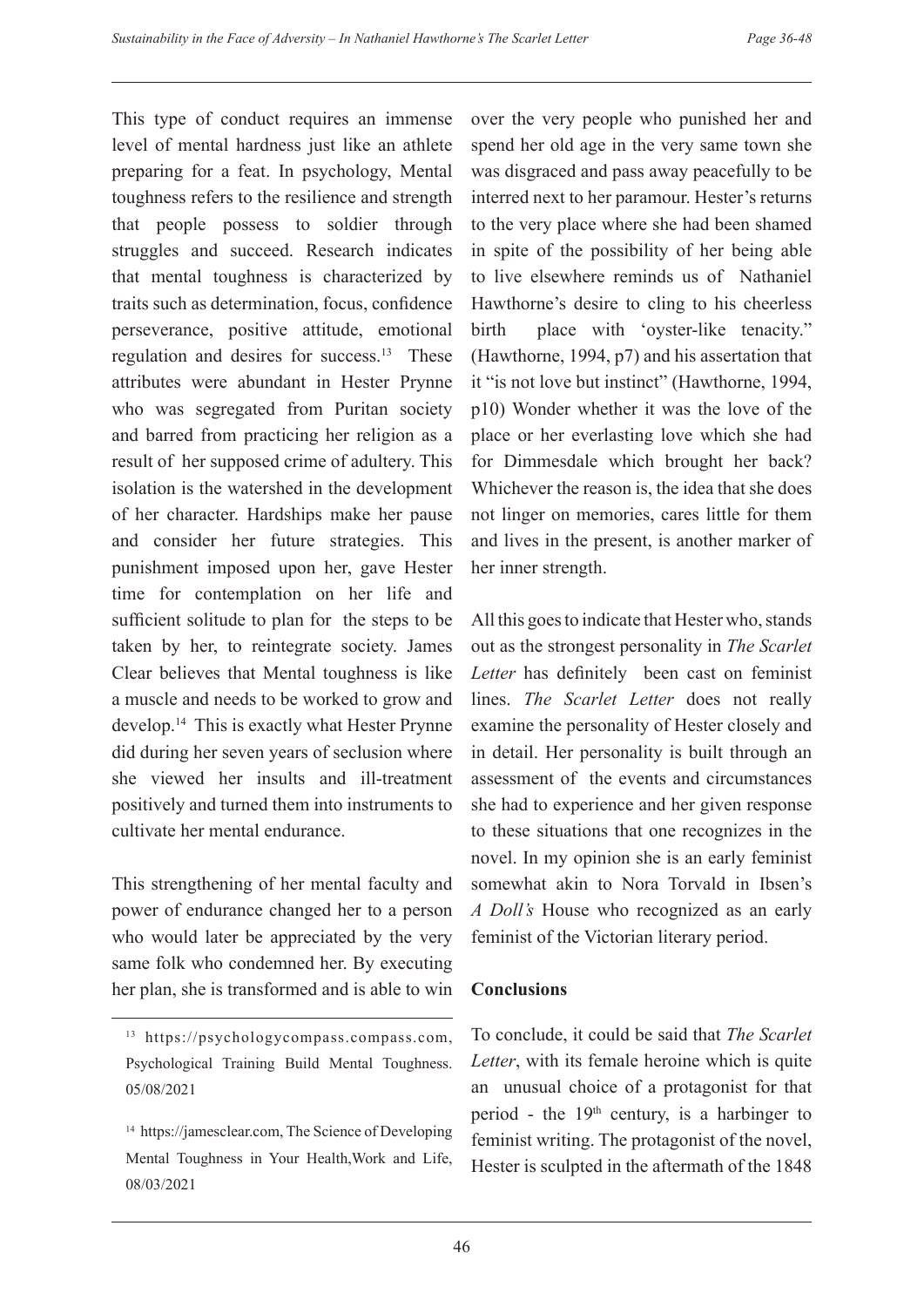This type of conduct requires an immense level of mental hardness just like an athlete preparing for a feat. In psychology, Mental toughness refers to the resilience and strength that people possess to soldier through struggles and succeed. Research indicates that mental toughness is characterized by traits such as determination, focus, confidence perseverance, positive attitude, emotional regulation and desires for success.[13] These attributes were abundant in Hester Prynne who was segregated from Puritan society and barred from practicing her religion as a result of her supposed crime of adultery. This isolation is the watershed in the development of her character. Hardships make her pause and consider her future strategies. This punishment imposed upon her, gave Hester time for contemplation on her life and sufficient solitude to plan for the steps to be taken by her, to reintegrate society. James Clear believes that Mental toughness is like a muscle and needs to be worked to grow and develop.[14] This is exactly what Hester Prynne did during her seven years of seclusion where she viewed her insults and ill-treatment positively and turned them into instruments to cultivate her mental endurance.

This strengthening of her mental faculty and power of endurance changed her to a person who would later be appreciated by the very same folk who condemned her. By executing her plan, she is transformed and is able to win over the very people who punished her and spend her old age in the very same town she was disgraced and pass away peacefully to be interred next to her paramour. Hester's returns to the very place where she had been shamed in spite of the possibility of her being able to live elsewhere reminds us of Nathaniel Hawthorne's desire to cling to his cheerless birth place with 'oyster-like tenacity." (Hawthorne, 1994, p7) and his assertion that it "is not love but instinct" (Hawthorne, 1994, p10) Wonder whether it was the love of the place or her everlasting love which she had for Dimmesdale which brought her back? Whichever the reason is, the idea that she does not linger on memories, cares little for them and lives in the present, is another marker of her inner strength.

All this goes to indicate that Hester who, stands out as the strongest personality in *The Scarlet Letter* has definitely been cast on feminist lines. *The Scarlet Letter* does not really examine the personality of Hester closely and in detail. Her personality is built through an assessment of the events and circumstances she had to experience and her given response to these situations that one recognizes in the novel. In my opinion she is an early feminist somewhat akin to Nora Torvald in Ibsen's *A Doll's* House who recognized as an early feminist of the Victorian literary period.

**Conclusions**

To conclude, it could be said that *The Scarlet Letter*, with its female heroine which is quite an unusual choice of a protagonist for that period - the 19th century, is a harbinger to feminist writing. The protagonist of the novel, Hester is sculpted in the aftermath of the 1848

---

[13] https://psychologycompass.compass.com, Psychological Training Build Mental Toughness. 05/08/2021

[14] https://jamesclear.com, The Science of Developing Mental Toughness in Your Health,Work and Life, 08/03/2021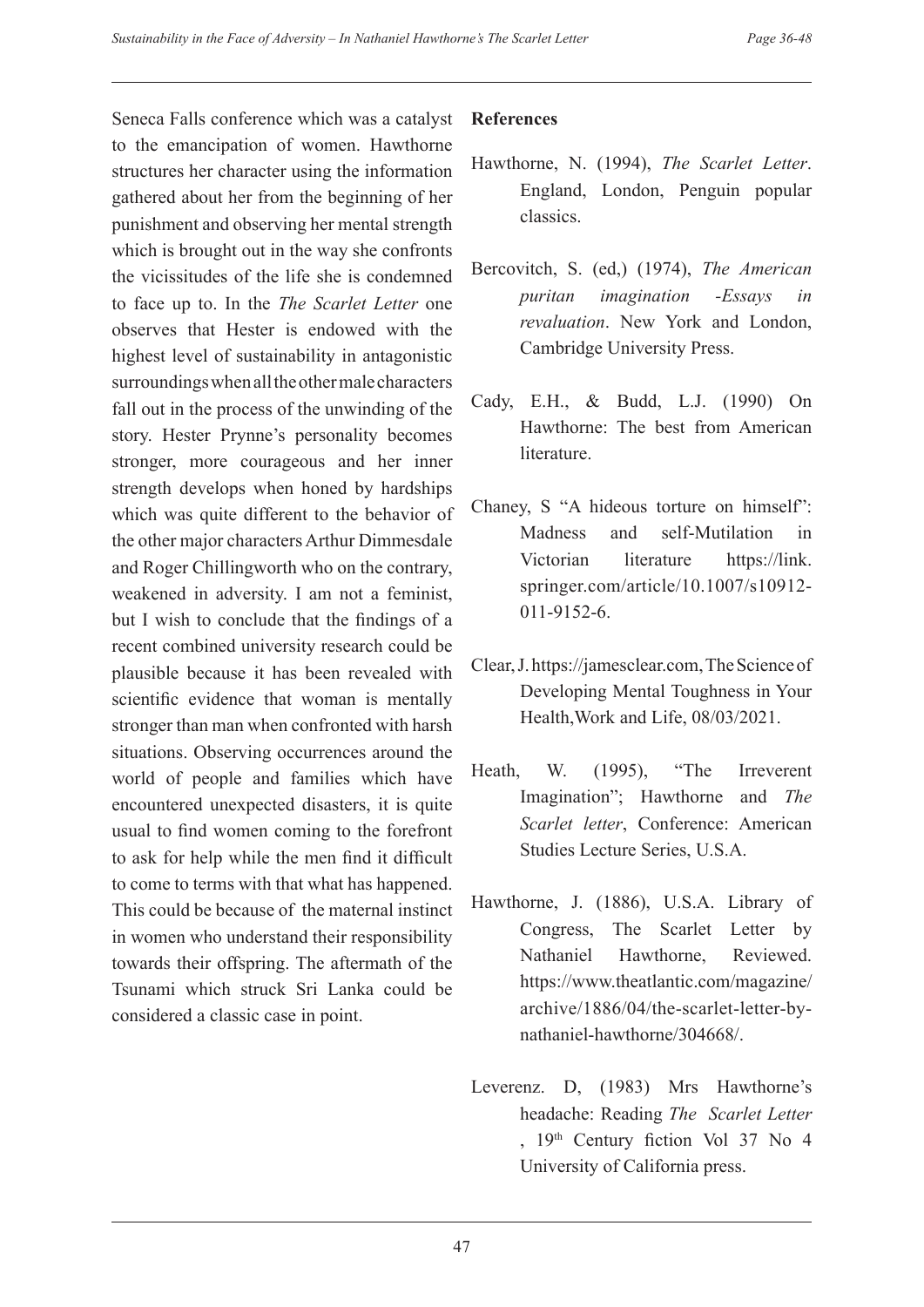Seneca Falls conference which was a catalyst to the emancipation of women. Hawthorne structures her character using the information gathered about her from the beginning of her punishment and observing her mental strength which is brought out in the way she confronts the vicissitudes of the life she is condemned to face up to. In the *The Scarlet Letter* one observes that Hester is endowed with the highest level of sustainability in antagonistic surroundings when all the other male characters fall out in the process of the unwinding of the story. Hester Prynne's personality becomes stronger, more courageous and her inner strength develops when honed by hardships which was quite different to the behavior of the other major characters Arthur Dimmesdale and Roger Chillingworth who on the contrary, weakened in adversity. I am not a feminist, but I wish to conclude that the findings of a recent combined university research could be plausible because it has been revealed with scientific evidence that woman is mentally stronger than man when confronted with harsh situations. Observing occurrences around the world of people and families which have encountered unexpected disasters, it is quite usual to find women coming to the forefront to ask for help while the men find it difficult to come to terms with that what has happened. This could be because of the maternal instinct in women who understand their responsibility towards their offspring. The aftermath of the Tsunami which struck Sri Lanka could be considered a classic case in point.

**References**

Hawthorne, N. (1994), *The Scarlet Letter*. England, London, Penguin popular classics.

Bercovitch, S. (ed,) (1974), *The American puritan imagination -Essays in revaluation*. New York and London, Cambridge University Press.

Cady, E.H., & Budd, L.J. (1990) On Hawthorne: The best from American literature.

Chaney, S "A hideous torture on himself": Madness and self-Mutilation in Victorian literature https://link.springer.com/article/10.1007/s10912-011-9152-6.

Clear, J. https://jamesclear.com, The Science of Developing Mental Toughness in Your Health,Work and Life, 08/03/2021.

Heath, W. (1995), "The Irreverent Imagination"; Hawthorne and *The Scarlet letter*, Conference: American Studies Lecture Series, U.S.A.

Hawthorne, J. (1886), U.S.A. Library of Congress, The Scarlet Letter by Nathaniel Hawthorne, Reviewed. https://www.theatlantic.com/magazine/archive/1886/04/the-scarlet-letter-by-nathaniel-hawthorne/304668/.

Leverenz. D, (1983) Mrs Hawthorne's headache: Reading *The Scarlet Letter* , 19th Century fiction Vol 37 No 4 University of California press.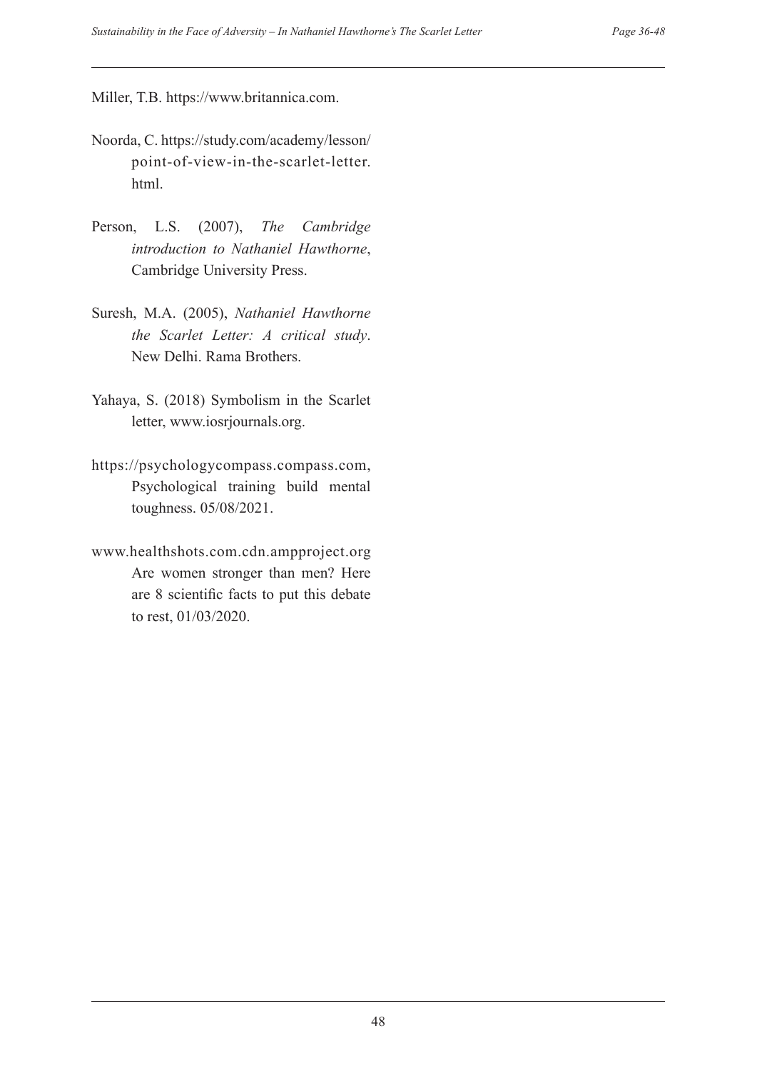Miller, T.B. https://www.britannica.com.

Noorda, C. https://study.com/academy/lesson/point-of-view-in-the-scarlet-letter.html.

Person, L.S. (2007), *The Cambridge introduction to Nathaniel Hawthorne*, Cambridge University Press.

Suresh, M.A. (2005), *Nathaniel Hawthorne the Scarlet Letter: A critical study*. New Delhi. Rama Brothers.

Yahaya, S. (2018) Symbolism in the Scarlet letter, www.iosrjournals.org.

https://psychologycompass.compass.com, Psychological training build mental toughness. 05/08/2021.

www.healthshots.com.cdn.ampproject.org Are women stronger than men? Here are 8 scientific facts to put this debate to rest, 01/03/2020.